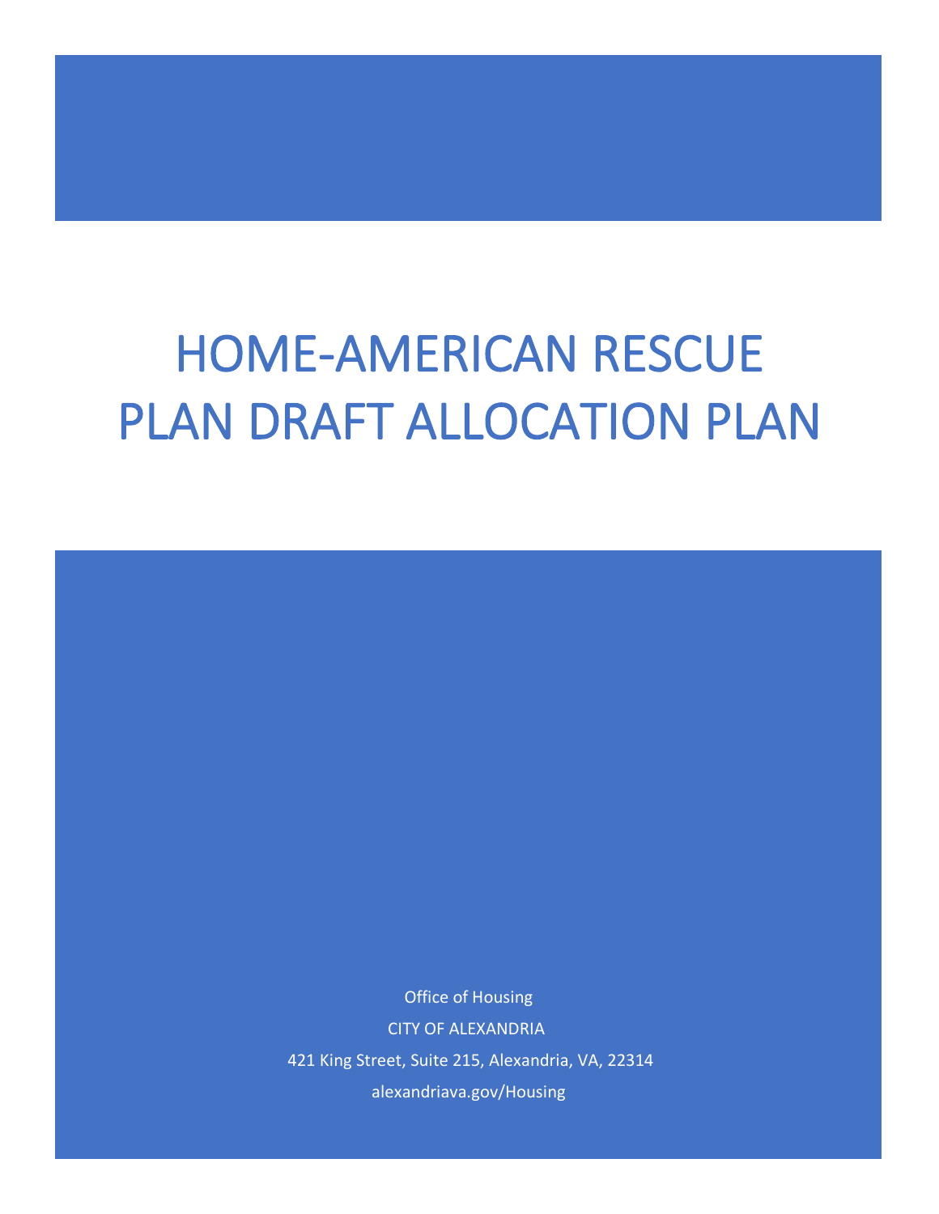# HOME-AMERICAN RESCUE PLAN DRAFT ALLOCATION PLAN

Office of Housing

CITY OF ALEXANDRIA

421 King Street, Suite 215, Alexandria, VA, 22314

alexandriava.gov/Housing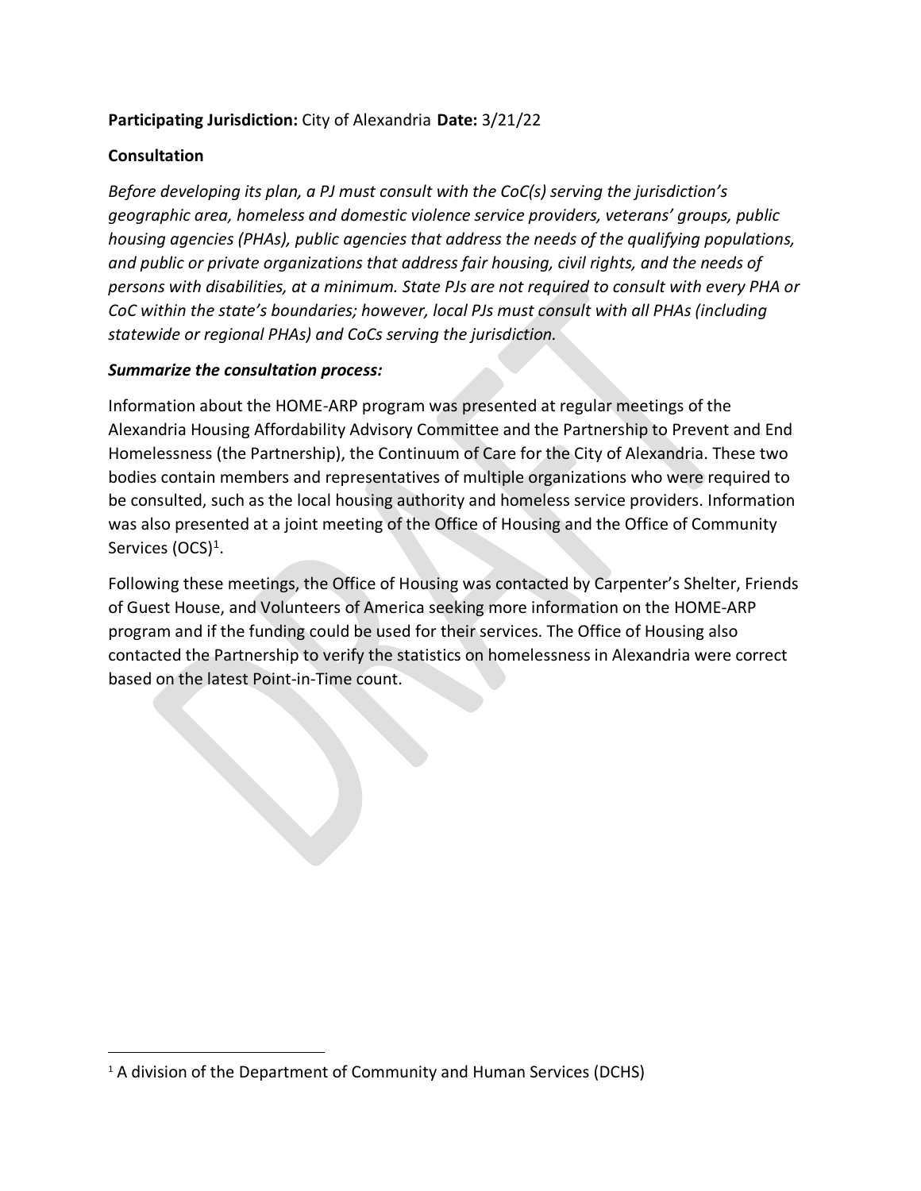**Participating Jurisdiction:** City of Alexandria **Date:** 3/21/22

**Consultation**

*Before developing its plan, a PJ must consult with the CoC(s) serving the jurisdiction's geographic area, homeless and domestic violence service providers, veterans' groups, public housing agencies (PHAs), public agencies that address the needs of the qualifying populations, and public or private organizations that address fair housing, civil rights, and the needs of persons with disabilities, at a minimum. State PJs are not required to consult with every PHA or CoC within the state's boundaries; however, local PJs must consult with all PHAs (including statewide or regional PHAs) and CoCs serving the jurisdiction.*

***Summarize the consultation process:***

Information about the HOME-ARP program was presented at regular meetings of the Alexandria Housing Affordability Advisory Committee and the Partnership to Prevent and End Homelessness (the Partnership), the Continuum of Care for the City of Alexandria. These two bodies contain members and representatives of multiple organizations who were required to be consulted, such as the local housing authority and homeless service providers. Information was also presented at a joint meeting of the Office of Housing and the Office of Community Services (OCS)[1].

Following these meetings, the Office of Housing was contacted by Carpenter's Shelter, Friends of Guest House, and Volunteers of America seeking more information on the HOME-ARP program and if the funding could be used for their services. The Office of Housing also contacted the Partnership to verify the statistics on homelessness in Alexandria were correct based on the latest Point-in-Time count.

[1] A division of the Department of Community and Human Services (DCHS)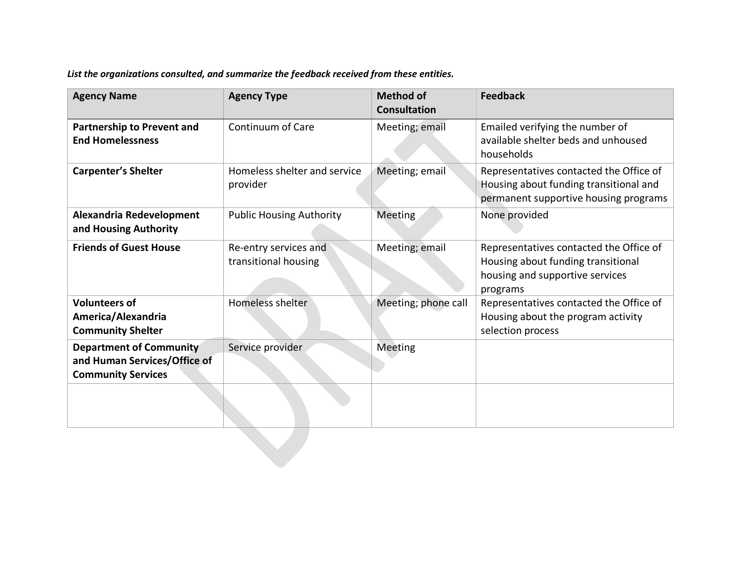***List the organizations consulted, and summarize the feedback received from these entities.***

| Agency Name | Agency Type | Method of Consultation | Feedback |
|---|---|---|---|
| **Partnership to Prevent and End Homelessness** | Continuum of Care | Meeting; email | Emailed verifying the number of available shelter beds and unhoused households |
| **Carpenter's Shelter** | Homeless shelter and service provider | Meeting; email | Representatives contacted the Office of Housing about funding transitional and permanent supportive housing programs |
| **Alexandria Redevelopment and Housing Authority** | Public Housing Authority | Meeting | None provided |
| **Friends of Guest House** | Re-entry services and transitional housing | Meeting; email | Representatives contacted the Office of Housing about funding transitional housing and supportive services programs |
| **Volunteers of America/Alexandria Community Shelter** | Homeless shelter | Meeting; phone call | Representatives contacted the Office of Housing about the program activity selection process |
| **Department of Community and Human Services/Office of Community Services** | Service provider | Meeting | |
| | | | |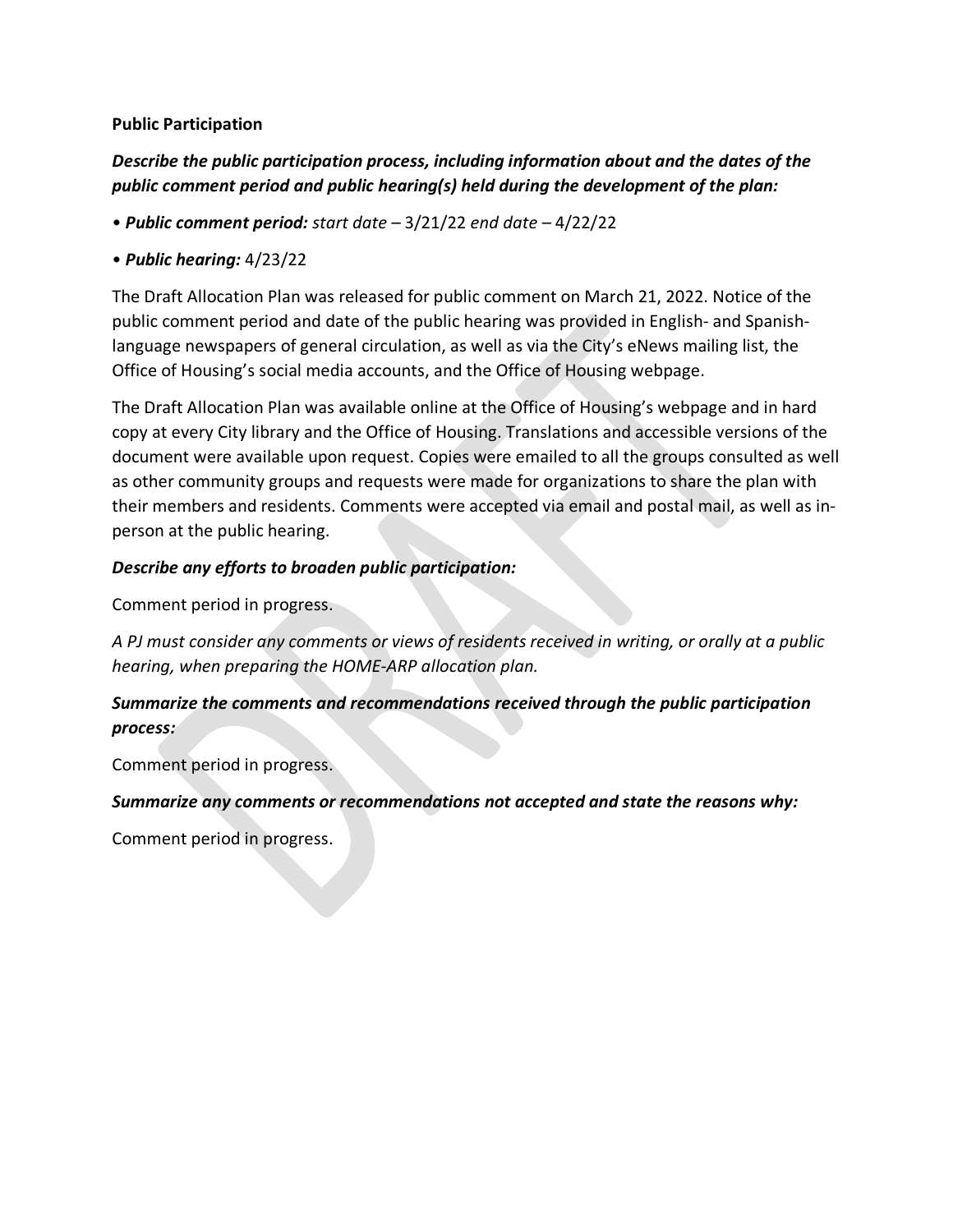**Public Participation**

***Describe the public participation process, including information about and the dates of the public comment period and public hearing(s) held during the development of the plan:***

- ***Public comment period:*** *start date* – 3/21/22 *end date* – 4/22/22
- ***Public hearing:*** 4/23/22

The Draft Allocation Plan was released for public comment on March 21, 2022. Notice of the public comment period and date of the public hearing was provided in English- and Spanish-language newspapers of general circulation, as well as via the City's eNews mailing list, the Office of Housing's social media accounts, and the Office of Housing webpage.

The Draft Allocation Plan was available online at the Office of Housing's webpage and in hard copy at every City library and the Office of Housing. Translations and accessible versions of the document were available upon request. Copies were emailed to all the groups consulted as well as other community groups and requests were made for organizations to share the plan with their members and residents. Comments were accepted via email and postal mail, as well as in-person at the public hearing.

***Describe any efforts to broaden public participation:***

Comment period in progress.

*A PJ must consider any comments or views of residents received in writing, or orally at a public hearing, when preparing the HOME-ARP allocation plan.*

***Summarize the comments and recommendations received through the public participation process:***

Comment period in progress.

***Summarize any comments or recommendations not accepted and state the reasons why:***

Comment period in progress.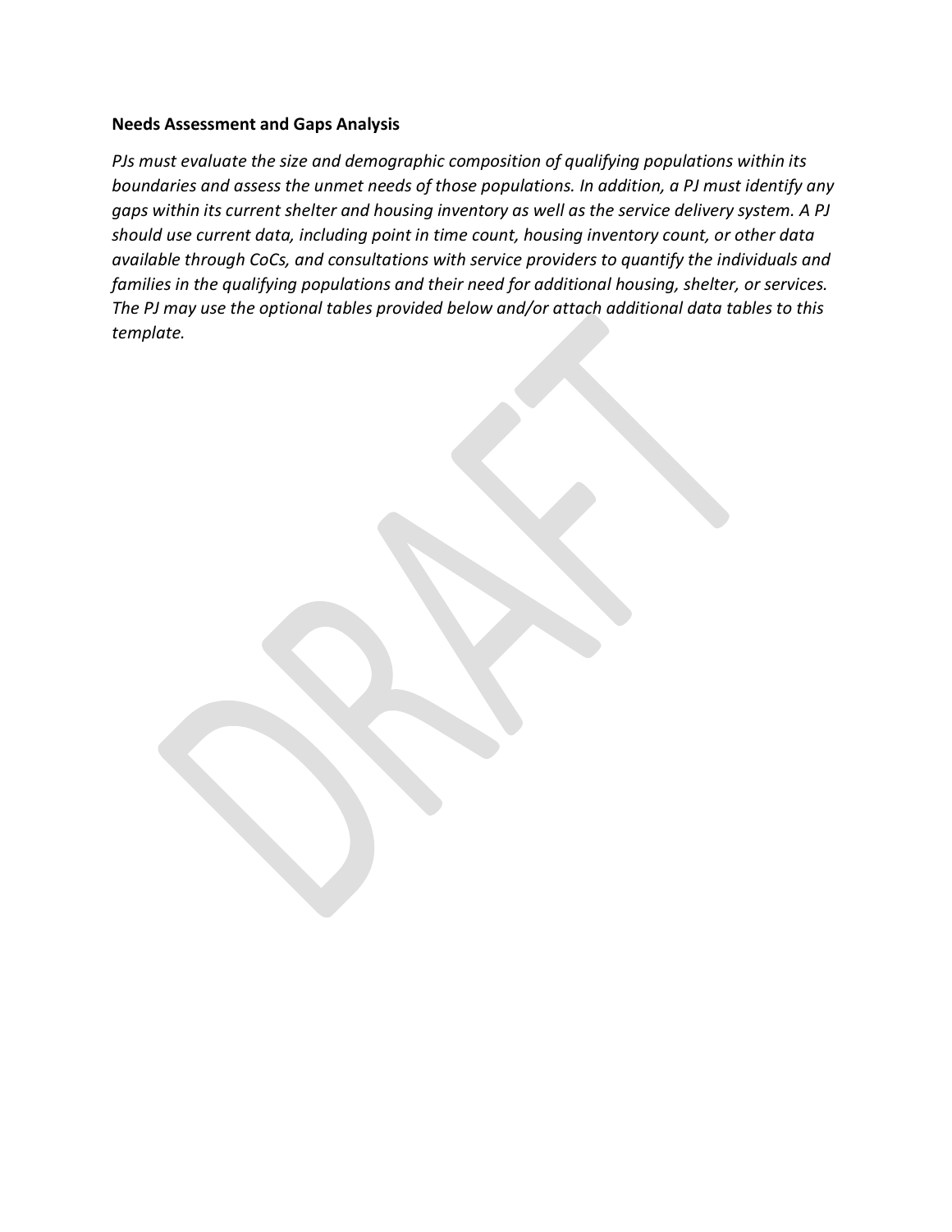**Needs Assessment and Gaps Analysis**

*PJs must evaluate the size and demographic composition of qualifying populations within its boundaries and assess the unmet needs of those populations. In addition, a PJ must identify any gaps within its current shelter and housing inventory as well as the service delivery system. A PJ should use current data, including point in time count, housing inventory count, or other data available through CoCs, and consultations with service providers to quantify the individuals and families in the qualifying populations and their need for additional housing, shelter, or services. The PJ may use the optional tables provided below and/or attach additional data tables to this template.*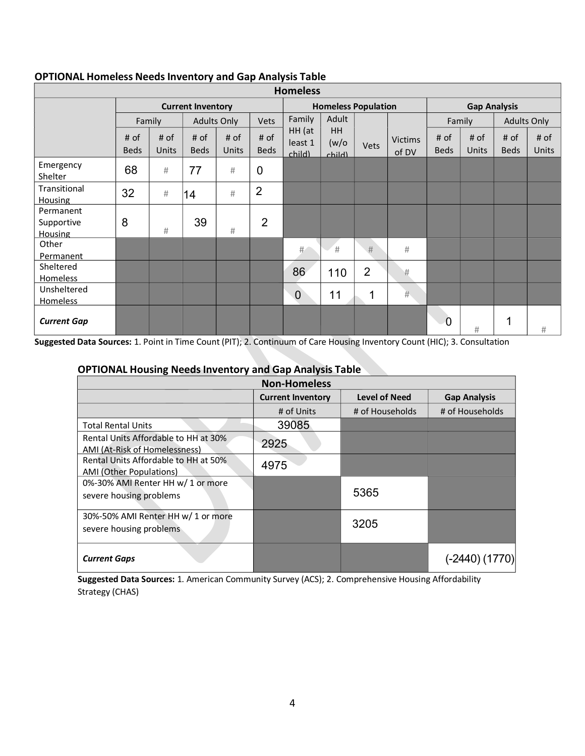**OPTIONAL Homeless Needs Inventory and Gap Analysis Table**

| Homeless | | | | | | | | | | | | | | |
|---|---|---|---|---|---|---|---|---|---|---|---|---|---|---|
| | Current Inventory | | | | | Homeless Population | | | | Gap Analysis | | | |
| | Family | | Adults Only | | Vets | Family HH (at least 1 child) | Adult HH (w/o child) | Vets | Victims of DV | Family | | Adults Only | |
| | # of Beds | # of Units | # of Beds | # of Units | # of Beds | | | | | # of Beds | # of Units | # of Beds | # of Units |
| Emergency Shelter | 68 | # | 77 | # | 0 | | | | | | | | |
| Transitional Housing | 32 | # | 14 | # | 2 | | | | | | | | |
| Permanent Supportive Housing | 8 | # | 39 | # | 2 | | | | | | | | |
| Other Permanent | | | | | | # | # | # | # | | | | |
| Sheltered Homeless | | | | | | 86 | 110 | 2 | # | | | | |
| Unsheltered Homeless | | | | | | 0 | 11 | 1 | # | | | | |
| ***Current Gap*** | | | | | | | | | | 0 | # | 1 | # |

**Suggested Data Sources:** 1. Point in Time Count (PIT); 2. Continuum of Care Housing Inventory Count (HIC); 3. Consultation

**OPTIONAL Housing Needs Inventory and Gap Analysis Table**

| Non-Homeless | | | |
|---|---|---|---|
| | Current Inventory | Level of Need | Gap Analysis |
| | # of Units | # of Households | # of Households |
| Total Rental Units | 39085 | | |
| Rental Units Affordable to HH at 30% AMI (At-Risk of Homelessness) | 2925 | | |
| Rental Units Affordable to HH at 50% AMI (Other Populations) | 4975 | | |
| 0%-30% AMI Renter HH w/ 1 or more severe housing problems | | 5365 | |
| 30%-50% AMI Renter HH w/ 1 or more severe housing problems | | 3205 | |
| ***Current Gaps*** | | | (-2440) (1770) |

**Suggested Data Sources:** 1. American Community Survey (ACS); 2. Comprehensive Housing Affordability Strategy (CHAS)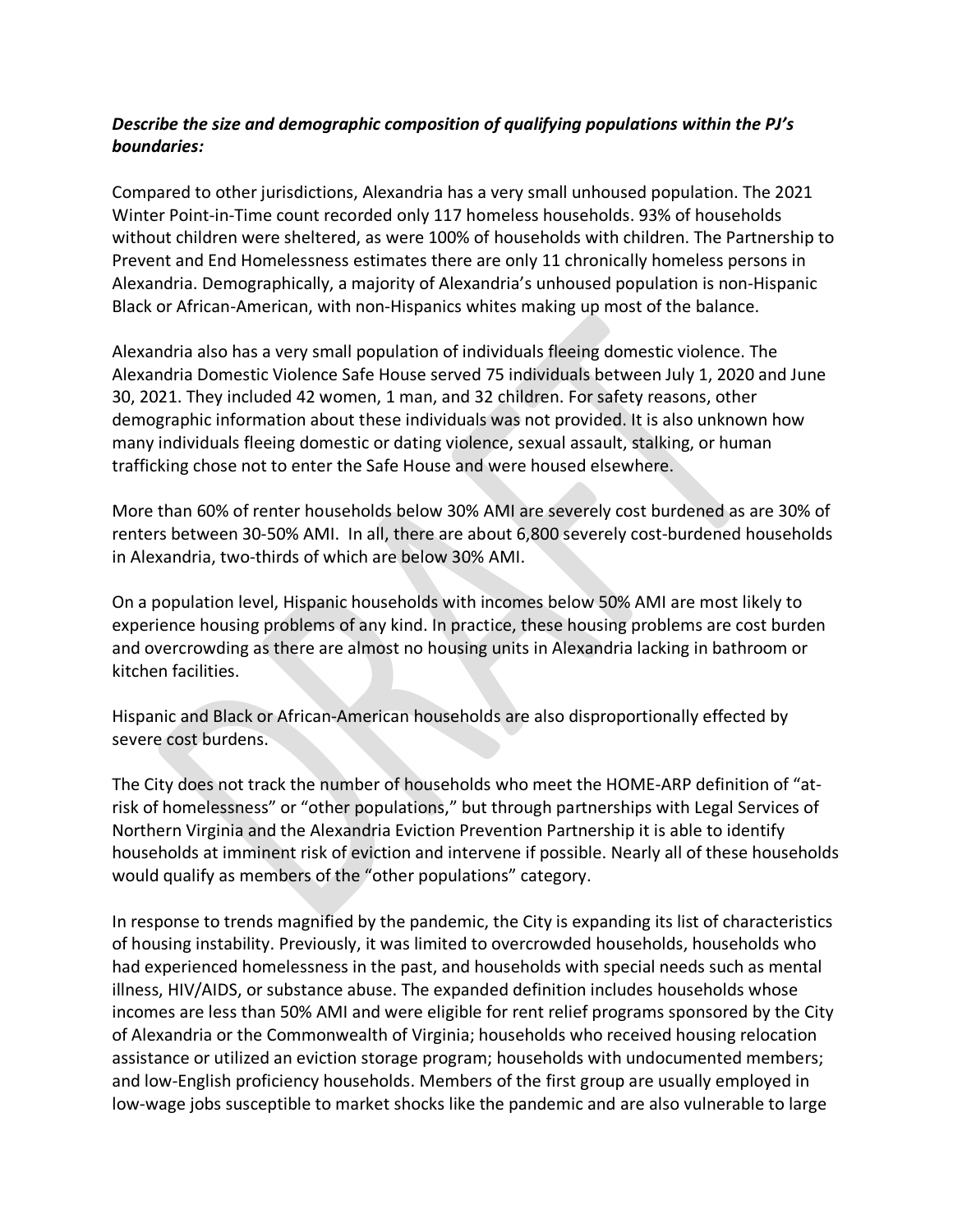***Describe the size and demographic composition of qualifying populations within the PJ's boundaries:***

Compared to other jurisdictions, Alexandria has a very small unhoused population. The 2021 Winter Point-in-Time count recorded only 117 homeless households. 93% of households without children were sheltered, as were 100% of households with children. The Partnership to Prevent and End Homelessness estimates there are only 11 chronically homeless persons in Alexandria. Demographically, a majority of Alexandria's unhoused population is non-Hispanic Black or African-American, with non-Hispanics whites making up most of the balance.

Alexandria also has a very small population of individuals fleeing domestic violence. The Alexandria Domestic Violence Safe House served 75 individuals between July 1, 2020 and June 30, 2021. They included 42 women, 1 man, and 32 children. For safety reasons, other demographic information about these individuals was not provided. It is also unknown how many individuals fleeing domestic or dating violence, sexual assault, stalking, or human trafficking chose not to enter the Safe House and were housed elsewhere.

More than 60% of renter households below 30% AMI are severely cost burdened as are 30% of renters between 30-50% AMI. In all, there are about 6,800 severely cost-burdened households in Alexandria, two-thirds of which are below 30% AMI.

On a population level, Hispanic households with incomes below 50% AMI are most likely to experience housing problems of any kind. In practice, these housing problems are cost burden and overcrowding as there are almost no housing units in Alexandria lacking in bathroom or kitchen facilities.

Hispanic and Black or African-American households are also disproportionally effected by severe cost burdens.

The City does not track the number of households who meet the HOME-ARP definition of "at-risk of homelessness" or "other populations," but through partnerships with Legal Services of Northern Virginia and the Alexandria Eviction Prevention Partnership it is able to identify households at imminent risk of eviction and intervene if possible. Nearly all of these households would qualify as members of the "other populations" category.

In response to trends magnified by the pandemic, the City is expanding its list of characteristics of housing instability. Previously, it was limited to overcrowded households, households who had experienced homelessness in the past, and households with special needs such as mental illness, HIV/AIDS, or substance abuse. The expanded definition includes households whose incomes are less than 50% AMI and were eligible for rent relief programs sponsored by the City of Alexandria or the Commonwealth of Virginia; households who received housing relocation assistance or utilized an eviction storage program; households with undocumented members; and low-English proficiency households. Members of the first group are usually employed in low-wage jobs susceptible to market shocks like the pandemic and are also vulnerable to large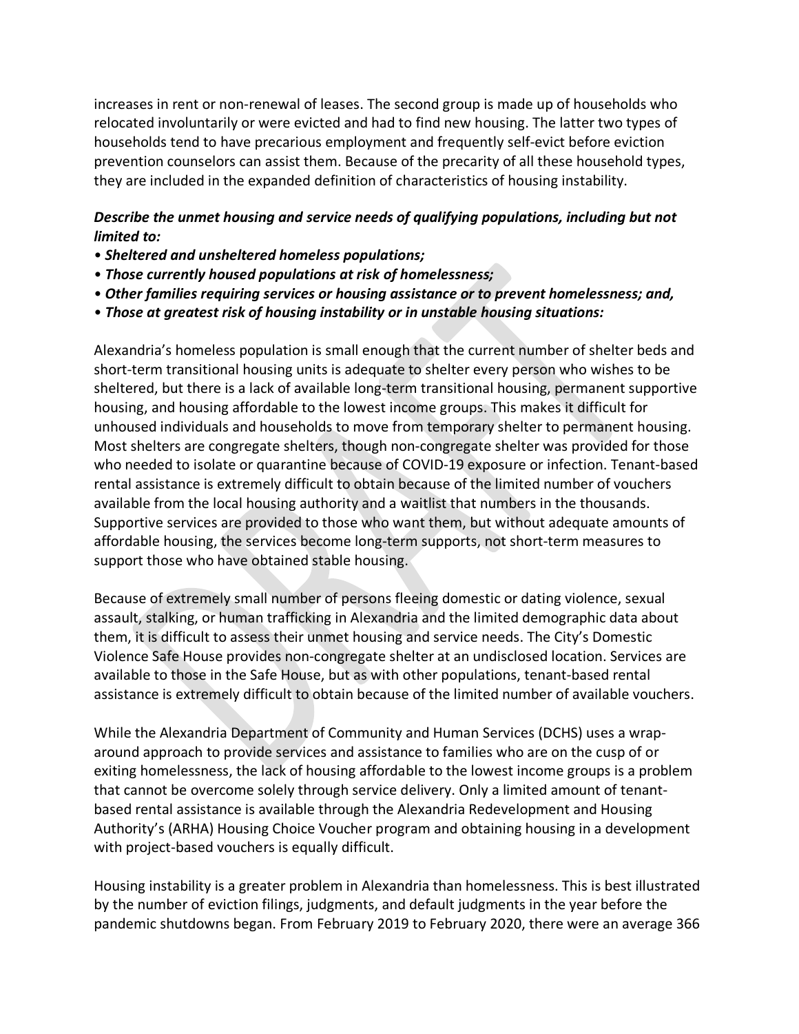increases in rent or non-renewal of leases. The second group is made up of households who relocated involuntarily or were evicted and had to find new housing. The latter two types of households tend to have precarious employment and frequently self-evict before eviction prevention counselors can assist them. Because of the precarity of all these household types, they are included in the expanded definition of characteristics of housing instability.

***Describe the unmet housing and service needs of qualifying populations, including but not limited to:***

- ***Sheltered and unsheltered homeless populations;***
- ***Those currently housed populations at risk of homelessness;***
- ***Other families requiring services or housing assistance or to prevent homelessness; and,***
- ***Those at greatest risk of housing instability or in unstable housing situations:***

Alexandria's homeless population is small enough that the current number of shelter beds and short-term transitional housing units is adequate to shelter every person who wishes to be sheltered, but there is a lack of available long-term transitional housing, permanent supportive housing, and housing affordable to the lowest income groups. This makes it difficult for unhoused individuals and households to move from temporary shelter to permanent housing. Most shelters are congregate shelters, though non-congregate shelter was provided for those who needed to isolate or quarantine because of COVID-19 exposure or infection. Tenant-based rental assistance is extremely difficult to obtain because of the limited number of vouchers available from the local housing authority and a waitlist that numbers in the thousands. Supportive services are provided to those who want them, but without adequate amounts of affordable housing, the services become long-term supports, not short-term measures to support those who have obtained stable housing.

Because of extremely small number of persons fleeing domestic or dating violence, sexual assault, stalking, or human trafficking in Alexandria and the limited demographic data about them, it is difficult to assess their unmet housing and service needs. The City's Domestic Violence Safe House provides non-congregate shelter at an undisclosed location. Services are available to those in the Safe House, but as with other populations, tenant-based rental assistance is extremely difficult to obtain because of the limited number of available vouchers.

While the Alexandria Department of Community and Human Services (DCHS) uses a wrap-around approach to provide services and assistance to families who are on the cusp of or exiting homelessness, the lack of housing affordable to the lowest income groups is a problem that cannot be overcome solely through service delivery. Only a limited amount of tenant-based rental assistance is available through the Alexandria Redevelopment and Housing Authority's (ARHA) Housing Choice Voucher program and obtaining housing in a development with project-based vouchers is equally difficult.

Housing instability is a greater problem in Alexandria than homelessness. This is best illustrated by the number of eviction filings, judgments, and default judgments in the year before the pandemic shutdowns began. From February 2019 to February 2020, there were an average 366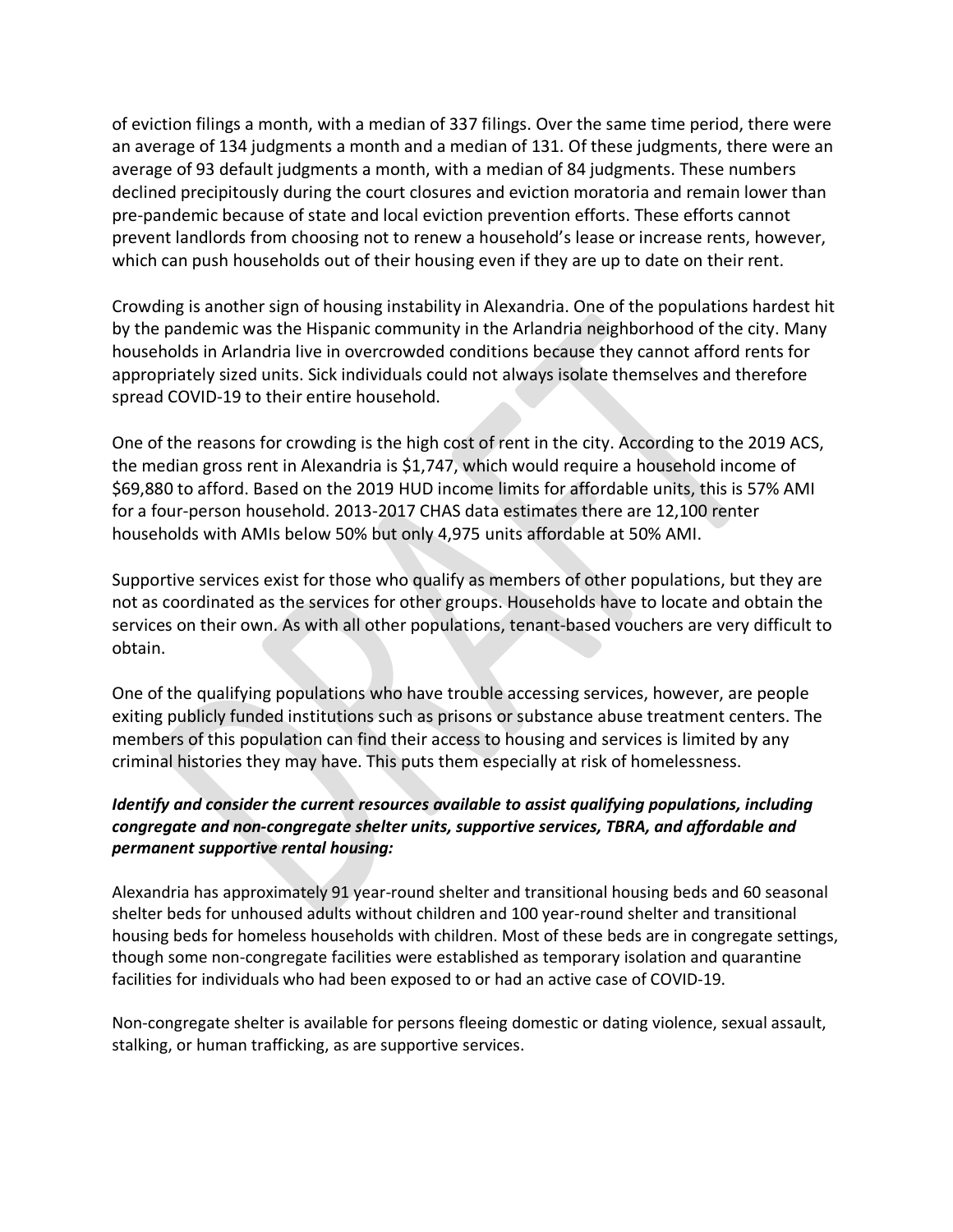of eviction filings a month, with a median of 337 filings. Over the same time period, there were an average of 134 judgments a month and a median of 131. Of these judgments, there were an average of 93 default judgments a month, with a median of 84 judgments. These numbers declined precipitously during the court closures and eviction moratoria and remain lower than pre-pandemic because of state and local eviction prevention efforts. These efforts cannot prevent landlords from choosing not to renew a household's lease or increase rents, however, which can push households out of their housing even if they are up to date on their rent.

Crowding is another sign of housing instability in Alexandria. One of the populations hardest hit by the pandemic was the Hispanic community in the Arlandria neighborhood of the city. Many households in Arlandria live in overcrowded conditions because they cannot afford rents for appropriately sized units. Sick individuals could not always isolate themselves and therefore spread COVID-19 to their entire household.

One of the reasons for crowding is the high cost of rent in the city. According to the 2019 ACS, the median gross rent in Alexandria is $1,747, which would require a household income of $69,880 to afford. Based on the 2019 HUD income limits for affordable units, this is 57% AMI for a four-person household. 2013-2017 CHAS data estimates there are 12,100 renter households with AMIs below 50% but only 4,975 units affordable at 50% AMI.

Supportive services exist for those who qualify as members of other populations, but they are not as coordinated as the services for other groups. Households have to locate and obtain the services on their own. As with all other populations, tenant-based vouchers are very difficult to obtain.

One of the qualifying populations who have trouble accessing services, however, are people exiting publicly funded institutions such as prisons or substance abuse treatment centers. The members of this population can find their access to housing and services is limited by any criminal histories they may have. This puts them especially at risk of homelessness.

***Identify and consider the current resources available to assist qualifying populations, including congregate and non-congregate shelter units, supportive services, TBRA, and affordable and permanent supportive rental housing:***

Alexandria has approximately 91 year-round shelter and transitional housing beds and 60 seasonal shelter beds for unhoused adults without children and 100 year-round shelter and transitional housing beds for homeless households with children. Most of these beds are in congregate settings, though some non-congregate facilities were established as temporary isolation and quarantine facilities for individuals who had been exposed to or had an active case of COVID-19.

Non-congregate shelter is available for persons fleeing domestic or dating violence, sexual assault, stalking, or human trafficking, as are supportive services.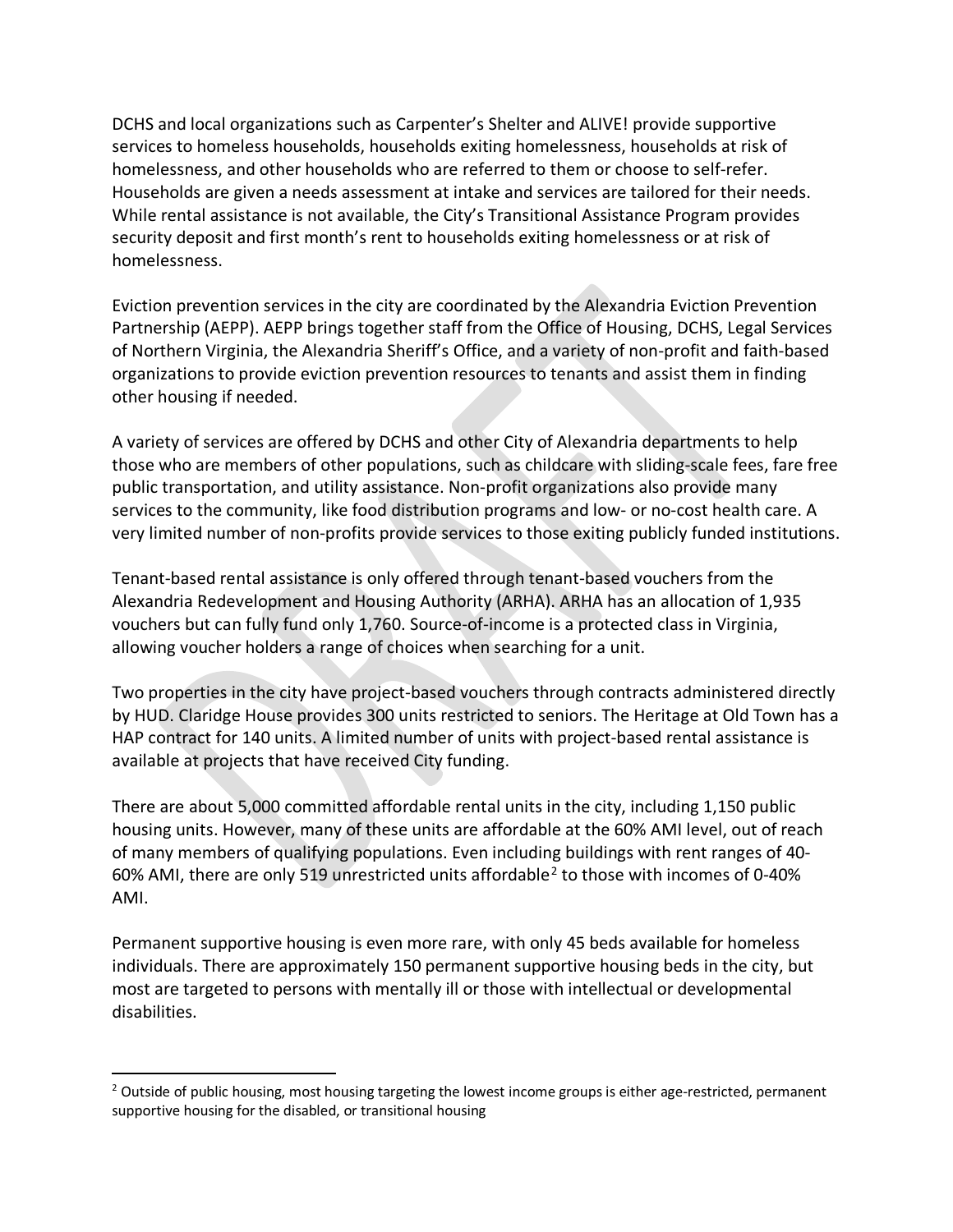DCHS and local organizations such as Carpenter's Shelter and ALIVE! provide supportive services to homeless households, households exiting homelessness, households at risk of homelessness, and other households who are referred to them or choose to self-refer. Households are given a needs assessment at intake and services are tailored for their needs. While rental assistance is not available, the City's Transitional Assistance Program provides security deposit and first month's rent to households exiting homelessness or at risk of homelessness.

Eviction prevention services in the city are coordinated by the Alexandria Eviction Prevention Partnership (AEPP). AEPP brings together staff from the Office of Housing, DCHS, Legal Services of Northern Virginia, the Alexandria Sheriff's Office, and a variety of non-profit and faith-based organizations to provide eviction prevention resources to tenants and assist them in finding other housing if needed.

A variety of services are offered by DCHS and other City of Alexandria departments to help those who are members of other populations, such as childcare with sliding-scale fees, fare free public transportation, and utility assistance. Non-profit organizations also provide many services to the community, like food distribution programs and low- or no-cost health care. A very limited number of non-profits provide services to those exiting publicly funded institutions.

Tenant-based rental assistance is only offered through tenant-based vouchers from the Alexandria Redevelopment and Housing Authority (ARHA). ARHA has an allocation of 1,935 vouchers but can fully fund only 1,760. Source-of-income is a protected class in Virginia, allowing voucher holders a range of choices when searching for a unit.

Two properties in the city have project-based vouchers through contracts administered directly by HUD. Claridge House provides 300 units restricted to seniors. The Heritage at Old Town has a HAP contract for 140 units. A limited number of units with project-based rental assistance is available at projects that have received City funding.

There are about 5,000 committed affordable rental units in the city, including 1,150 public housing units. However, many of these units are affordable at the 60% AMI level, out of reach of many members of qualifying populations. Even including buildings with rent ranges of 40-60% AMI, there are only 519 unrestricted units affordable[2] to those with incomes of 0-40% AMI.

Permanent supportive housing is even more rare, with only 45 beds available for homeless individuals. There are approximately 150 permanent supportive housing beds in the city, but most are targeted to persons with mentally ill or those with intellectual or developmental disabilities.

---

[2] Outside of public housing, most housing targeting the lowest income groups is either age-restricted, permanent supportive housing for the disabled, or transitional housing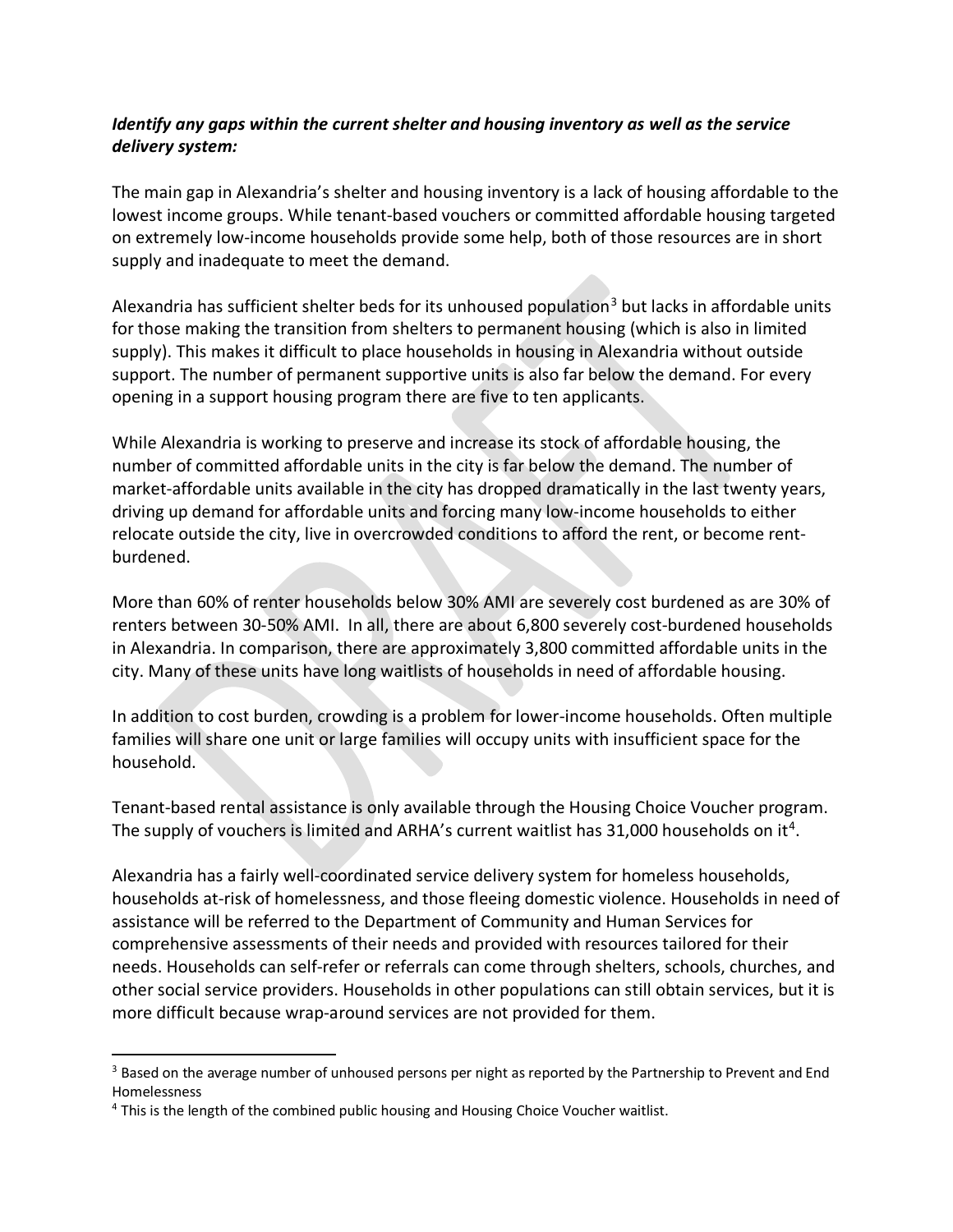***Identify any gaps within the current shelter and housing inventory as well as the service delivery system:***

The main gap in Alexandria's shelter and housing inventory is a lack of housing affordable to the lowest income groups. While tenant-based vouchers or committed affordable housing targeted on extremely low-income households provide some help, both of those resources are in short supply and inadequate to meet the demand.

Alexandria has sufficient shelter beds for its unhoused population[3] but lacks in affordable units for those making the transition from shelters to permanent housing (which is also in limited supply). This makes it difficult to place households in housing in Alexandria without outside support. The number of permanent supportive units is also far below the demand. For every opening in a support housing program there are five to ten applicants.

While Alexandria is working to preserve and increase its stock of affordable housing, the number of committed affordable units in the city is far below the demand. The number of market-affordable units available in the city has dropped dramatically in the last twenty years, driving up demand for affordable units and forcing many low-income households to either relocate outside the city, live in overcrowded conditions to afford the rent, or become rent-burdened.

More than 60% of renter households below 30% AMI are severely cost burdened as are 30% of renters between 30-50% AMI. In all, there are about 6,800 severely cost-burdened households in Alexandria. In comparison, there are approximately 3,800 committed affordable units in the city. Many of these units have long waitlists of households in need of affordable housing.

In addition to cost burden, crowding is a problem for lower-income households. Often multiple families will share one unit or large families will occupy units with insufficient space for the household.

Tenant-based rental assistance is only available through the Housing Choice Voucher program. The supply of vouchers is limited and ARHA's current waitlist has 31,000 households on it[4].

Alexandria has a fairly well-coordinated service delivery system for homeless households, households at-risk of homelessness, and those fleeing domestic violence. Households in need of assistance will be referred to the Department of Community and Human Services for comprehensive assessments of their needs and provided with resources tailored for their needs. Households can self-refer or referrals can come through shelters, schools, churches, and other social service providers. Households in other populations can still obtain services, but it is more difficult because wrap-around services are not provided for them.

---

[3] Based on the average number of unhoused persons per night as reported by the Partnership to Prevent and End Homelessness

[4] This is the length of the combined public housing and Housing Choice Voucher waitlist.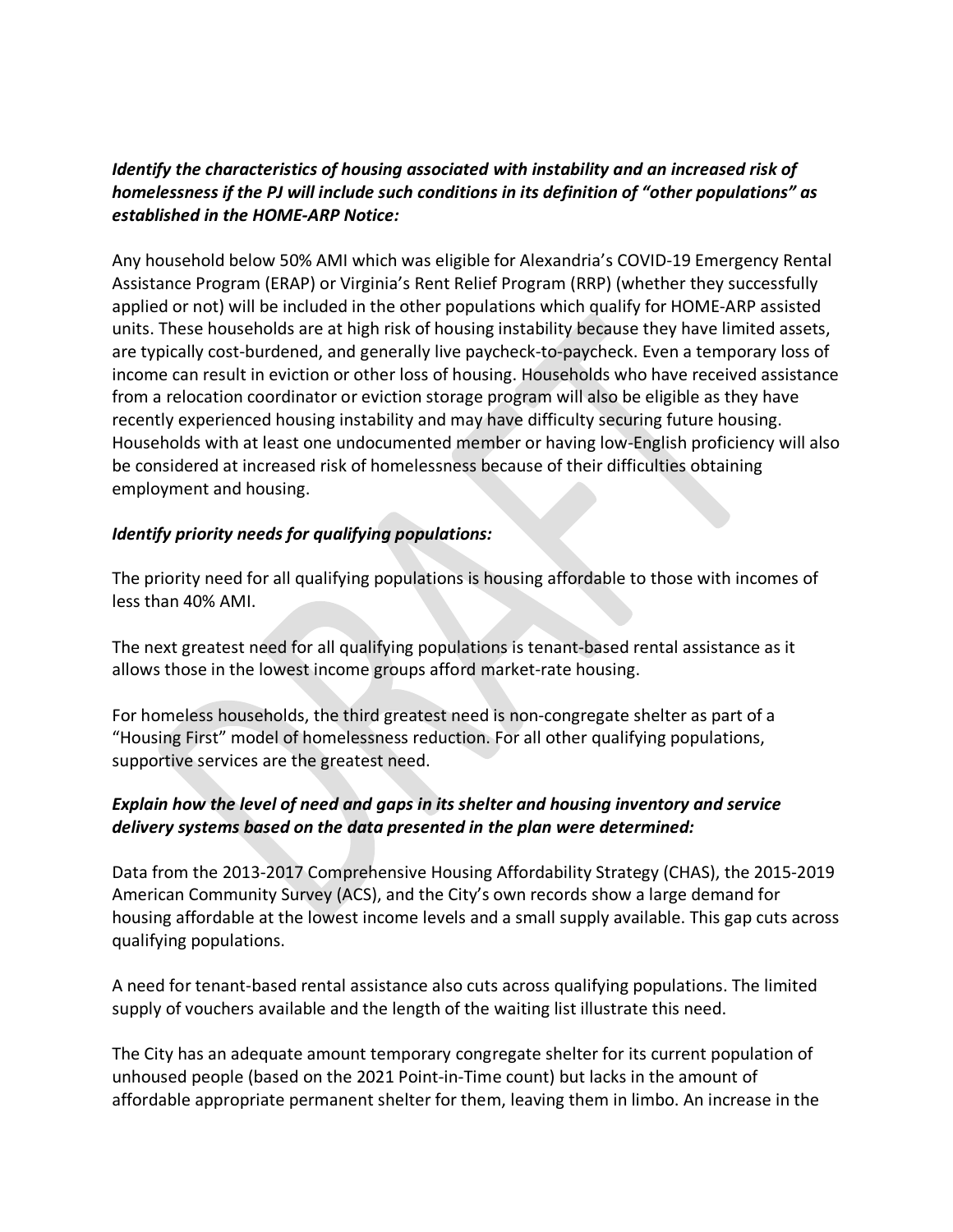***Identify the characteristics of housing associated with instability and an increased risk of homelessness if the PJ will include such conditions in its definition of "other populations" as established in the HOME-ARP Notice:***

Any household below 50% AMI which was eligible for Alexandria's COVID-19 Emergency Rental Assistance Program (ERAP) or Virginia's Rent Relief Program (RRP) (whether they successfully applied or not) will be included in the other populations which qualify for HOME-ARP assisted units. These households are at high risk of housing instability because they have limited assets, are typically cost-burdened, and generally live paycheck-to-paycheck. Even a temporary loss of income can result in eviction or other loss of housing. Households who have received assistance from a relocation coordinator or eviction storage program will also be eligible as they have recently experienced housing instability and may have difficulty securing future housing. Households with at least one undocumented member or having low-English proficiency will also be considered at increased risk of homelessness because of their difficulties obtaining employment and housing.

***Identify priority needs for qualifying populations:***

The priority need for all qualifying populations is housing affordable to those with incomes of less than 40% AMI.

The next greatest need for all qualifying populations is tenant-based rental assistance as it allows those in the lowest income groups afford market-rate housing.

For homeless households, the third greatest need is non-congregate shelter as part of a "Housing First" model of homelessness reduction. For all other qualifying populations, supportive services are the greatest need.

***Explain how the level of need and gaps in its shelter and housing inventory and service delivery systems based on the data presented in the plan were determined:***

Data from the 2013-2017 Comprehensive Housing Affordability Strategy (CHAS), the 2015-2019 American Community Survey (ACS), and the City's own records show a large demand for housing affordable at the lowest income levels and a small supply available. This gap cuts across qualifying populations.

A need for tenant-based rental assistance also cuts across qualifying populations. The limited supply of vouchers available and the length of the waiting list illustrate this need.

The City has an adequate amount temporary congregate shelter for its current population of unhoused people (based on the 2021 Point-in-Time count) but lacks in the amount of affordable appropriate permanent shelter for them, leaving them in limbo. An increase in the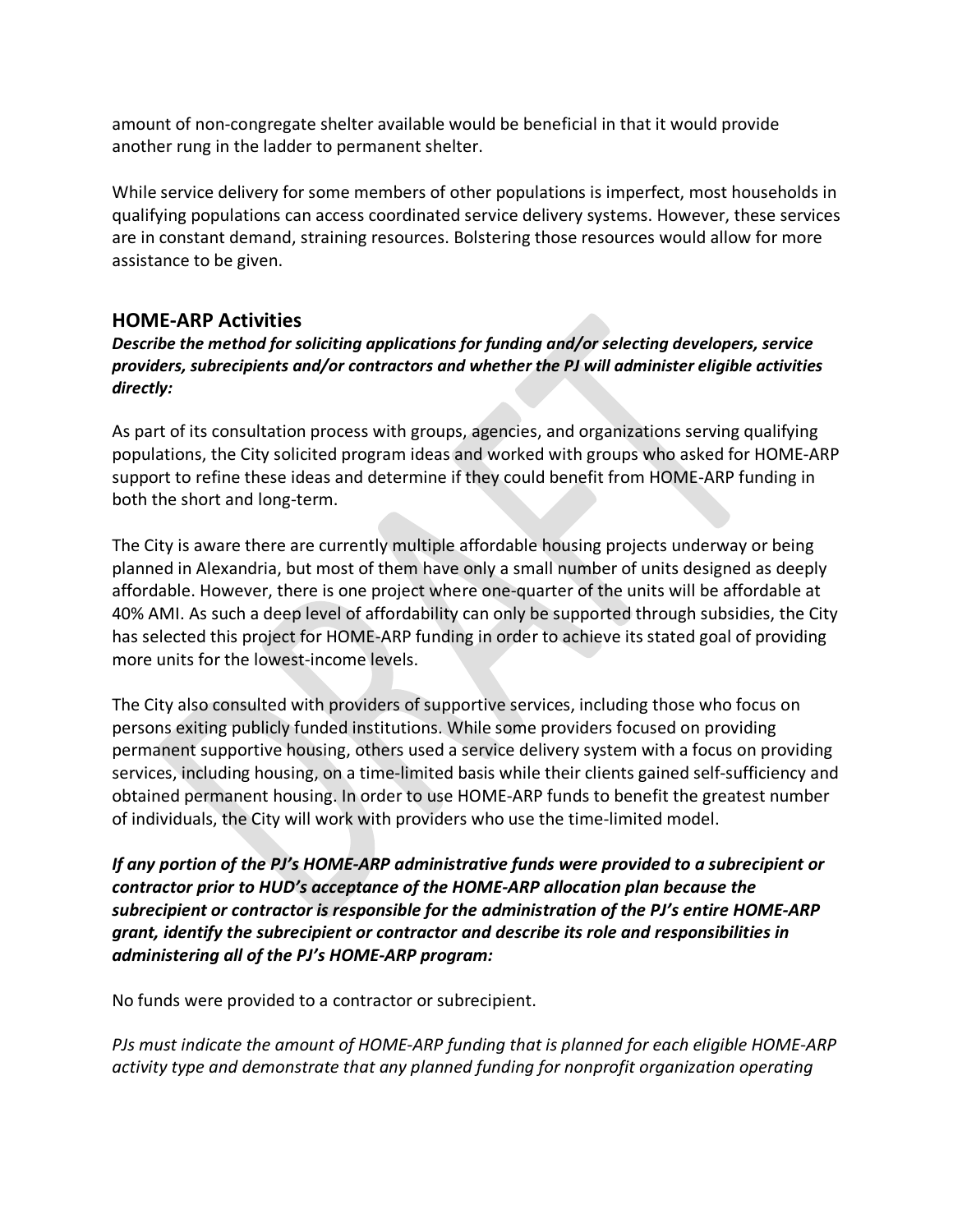amount of non-congregate shelter available would be beneficial in that it would provide another rung in the ladder to permanent shelter.

While service delivery for some members of other populations is imperfect, most households in qualifying populations can access coordinated service delivery systems. However, these services are in constant demand, straining resources. Bolstering those resources would allow for more assistance to be given.

## HOME-ARP Activities

***Describe the method for soliciting applications for funding and/or selecting developers, service providers, subrecipients and/or contractors and whether the PJ will administer eligible activities directly:***

As part of its consultation process with groups, agencies, and organizations serving qualifying populations, the City solicited program ideas and worked with groups who asked for HOME-ARP support to refine these ideas and determine if they could benefit from HOME-ARP funding in both the short and long-term.

The City is aware there are currently multiple affordable housing projects underway or being planned in Alexandria, but most of them have only a small number of units designed as deeply affordable. However, there is one project where one-quarter of the units will be affordable at 40% AMI. As such a deep level of affordability can only be supported through subsidies, the City has selected this project for HOME-ARP funding in order to achieve its stated goal of providing more units for the lowest-income levels.

The City also consulted with providers of supportive services, including those who focus on persons exiting publicly funded institutions. While some providers focused on providing permanent supportive housing, others used a service delivery system with a focus on providing services, including housing, on a time-limited basis while their clients gained self-sufficiency and obtained permanent housing. In order to use HOME-ARP funds to benefit the greatest number of individuals, the City will work with providers who use the time-limited model.

***If any portion of the PJ's HOME-ARP administrative funds were provided to a subrecipient or contractor prior to HUD's acceptance of the HOME-ARP allocation plan because the subrecipient or contractor is responsible for the administration of the PJ's entire HOME-ARP grant, identify the subrecipient or contractor and describe its role and responsibilities in administering all of the PJ's HOME-ARP program:***

No funds were provided to a contractor or subrecipient.

*PJs must indicate the amount of HOME-ARP funding that is planned for each eligible HOME-ARP activity type and demonstrate that any planned funding for nonprofit organization operating*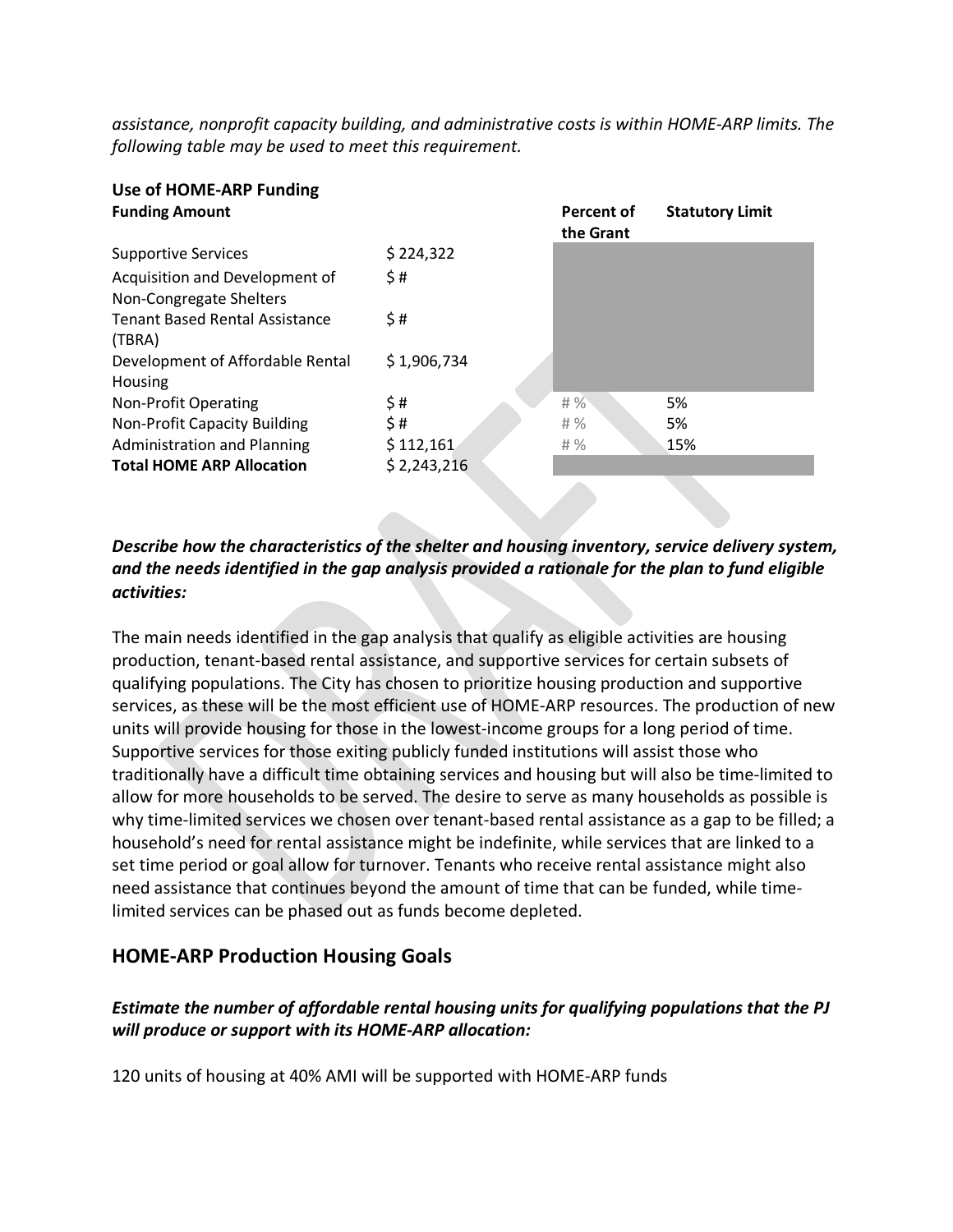*assistance, nonprofit capacity building, and administrative costs is within HOME-ARP limits. The following table may be used to meet this requirement.*

**Use of HOME-ARP Funding**

| **Funding Amount** | | **Percent of the Grant** | **Statutory Limit** |
|---|---|---|---|
| Supportive Services | $ 224,322 | | |
| Acquisition and Development of Non-Congregate Shelters | $ # | | |
| Tenant Based Rental Assistance (TBRA) | $ # | | |
| Development of Affordable Rental Housing | $ 1,906,734 | | |
| Non-Profit Operating | $ # | # % | 5% |
| Non-Profit Capacity Building | $ # | # % | 5% |
| Administration and Planning | $ 112,161 | # % | 15% |
| **Total HOME ARP Allocation** | $ 2,243,216 | | |

***Describe how the characteristics of the shelter and housing inventory, service delivery system, and the needs identified in the gap analysis provided a rationale for the plan to fund eligible activities:***

The main needs identified in the gap analysis that qualify as eligible activities are housing production, tenant-based rental assistance, and supportive services for certain subsets of qualifying populations. The City has chosen to prioritize housing production and supportive services, as these will be the most efficient use of HOME-ARP resources. The production of new units will provide housing for those in the lowest-income groups for a long period of time. Supportive services for those exiting publicly funded institutions will assist those who traditionally have a difficult time obtaining services and housing but will also be time-limited to allow for more households to be served. The desire to serve as many households as possible is why time-limited services we chosen over tenant-based rental assistance as a gap to be filled; a household's need for rental assistance might be indefinite, while services that are linked to a set time period or goal allow for turnover. Tenants who receive rental assistance might also need assistance that continues beyond the amount of time that can be funded, while time-limited services can be phased out as funds become depleted.

## HOME-ARP Production Housing Goals

***Estimate the number of affordable rental housing units for qualifying populations that the PJ will produce or support with its HOME-ARP allocation:***

120 units of housing at 40% AMI will be supported with HOME-ARP funds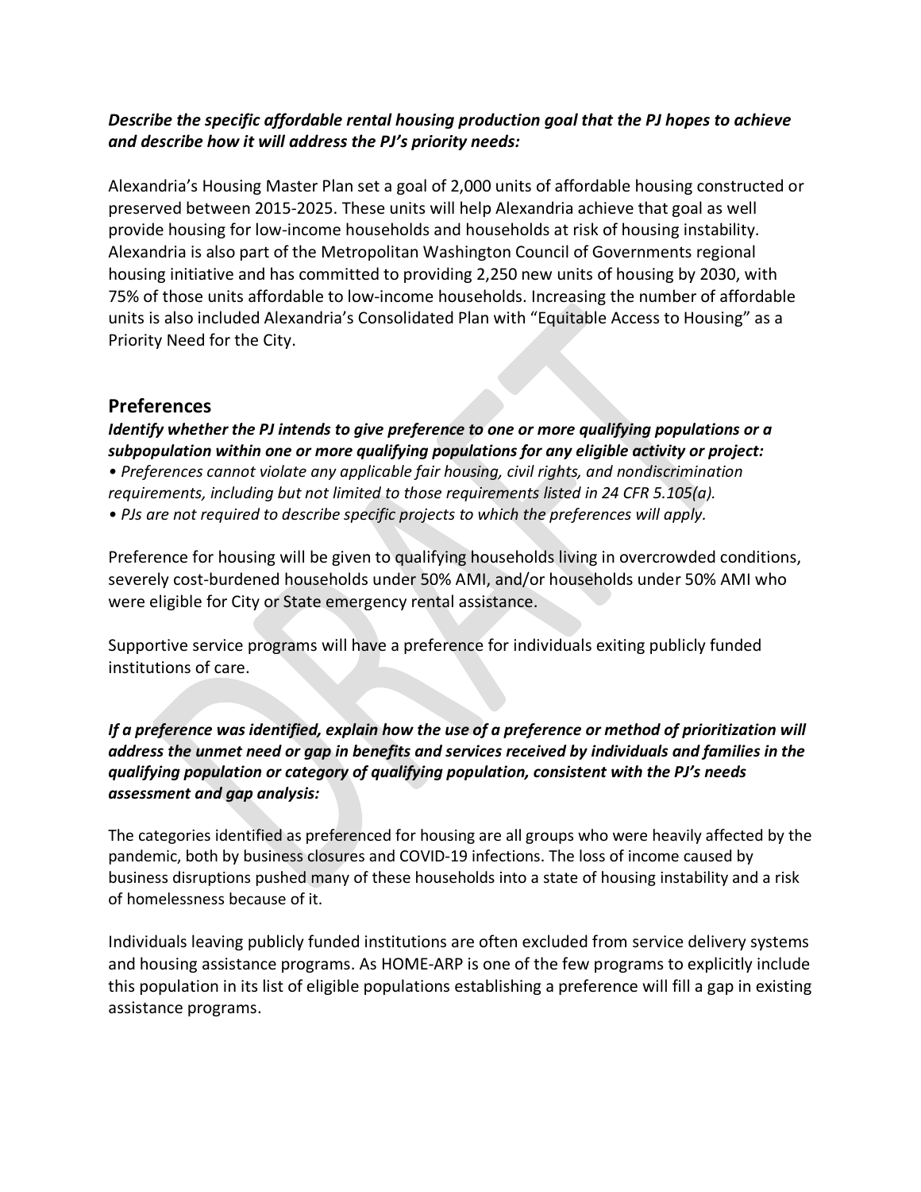***Describe the specific affordable rental housing production goal that the PJ hopes to achieve and describe how it will address the PJ's priority needs:***

Alexandria's Housing Master Plan set a goal of 2,000 units of affordable housing constructed or preserved between 2015-2025. These units will help Alexandria achieve that goal as well provide housing for low-income households and households at risk of housing instability. Alexandria is also part of the Metropolitan Washington Council of Governments regional housing initiative and has committed to providing 2,250 new units of housing by 2030, with 75% of those units affordable to low-income households. Increasing the number of affordable units is also included Alexandria's Consolidated Plan with "Equitable Access to Housing" as a Priority Need for the City.

## Preferences

***Identify whether the PJ intends to give preference to one or more qualifying populations or a subpopulation within one or more qualifying populations for any eligible activity or project:***

*• Preferences cannot violate any applicable fair housing, civil rights, and nondiscrimination requirements, including but not limited to those requirements listed in 24 CFR 5.105(a).*

*• PJs are not required to describe specific projects to which the preferences will apply.*

Preference for housing will be given to qualifying households living in overcrowded conditions, severely cost-burdened households under 50% AMI, and/or households under 50% AMI who were eligible for City or State emergency rental assistance.

Supportive service programs will have a preference for individuals exiting publicly funded institutions of care.

***If a preference was identified, explain how the use of a preference or method of prioritization will address the unmet need or gap in benefits and services received by individuals and families in the qualifying population or category of qualifying population, consistent with the PJ's needs assessment and gap analysis:***

The categories identified as preferenced for housing are all groups who were heavily affected by the pandemic, both by business closures and COVID-19 infections. The loss of income caused by business disruptions pushed many of these households into a state of housing instability and a risk of homelessness because of it.

Individuals leaving publicly funded institutions are often excluded from service delivery systems and housing assistance programs. As HOME-ARP is one of the few programs to explicitly include this population in its list of eligible populations establishing a preference will fill a gap in existing assistance programs.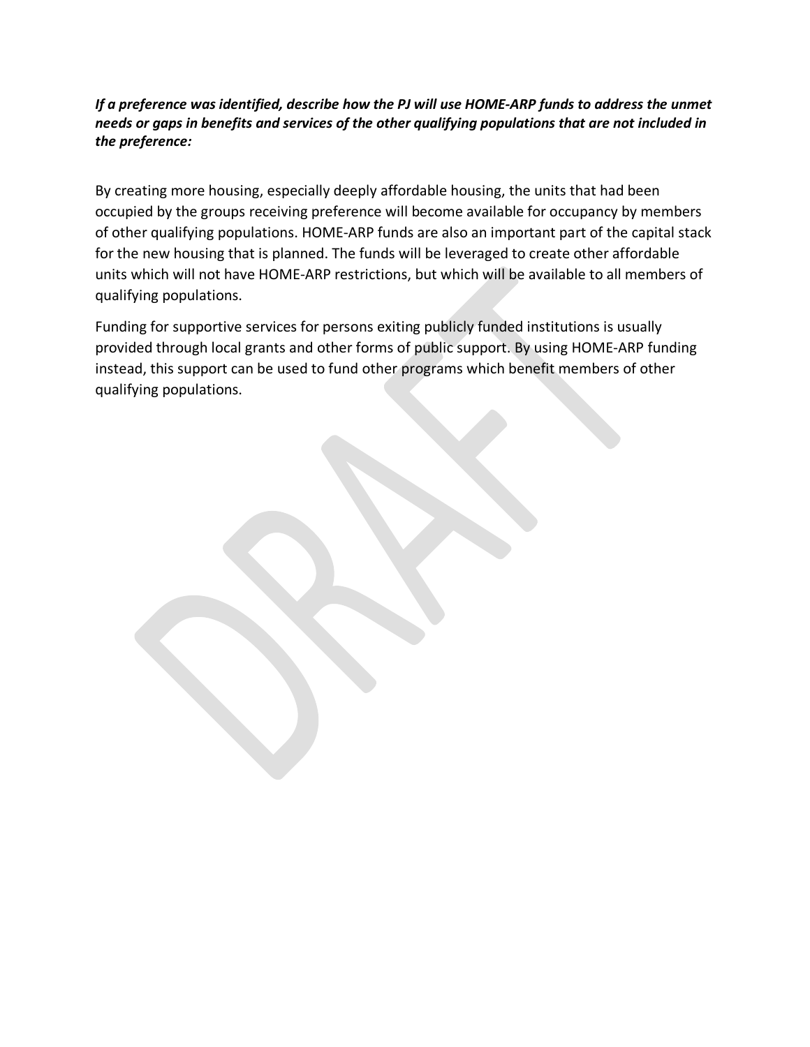***If a preference was identified, describe how the PJ will use HOME-ARP funds to address the unmet needs or gaps in benefits and services of the other qualifying populations that are not included in the preference:***

By creating more housing, especially deeply affordable housing, the units that had been occupied by the groups receiving preference will become available for occupancy by members of other qualifying populations. HOME-ARP funds are also an important part of the capital stack for the new housing that is planned. The funds will be leveraged to create other affordable units which will not have HOME-ARP restrictions, but which will be available to all members of qualifying populations.

Funding for supportive services for persons exiting publicly funded institutions is usually provided through local grants and other forms of public support. By using HOME-ARP funding instead, this support can be used to fund other programs which benefit members of other qualifying populations.